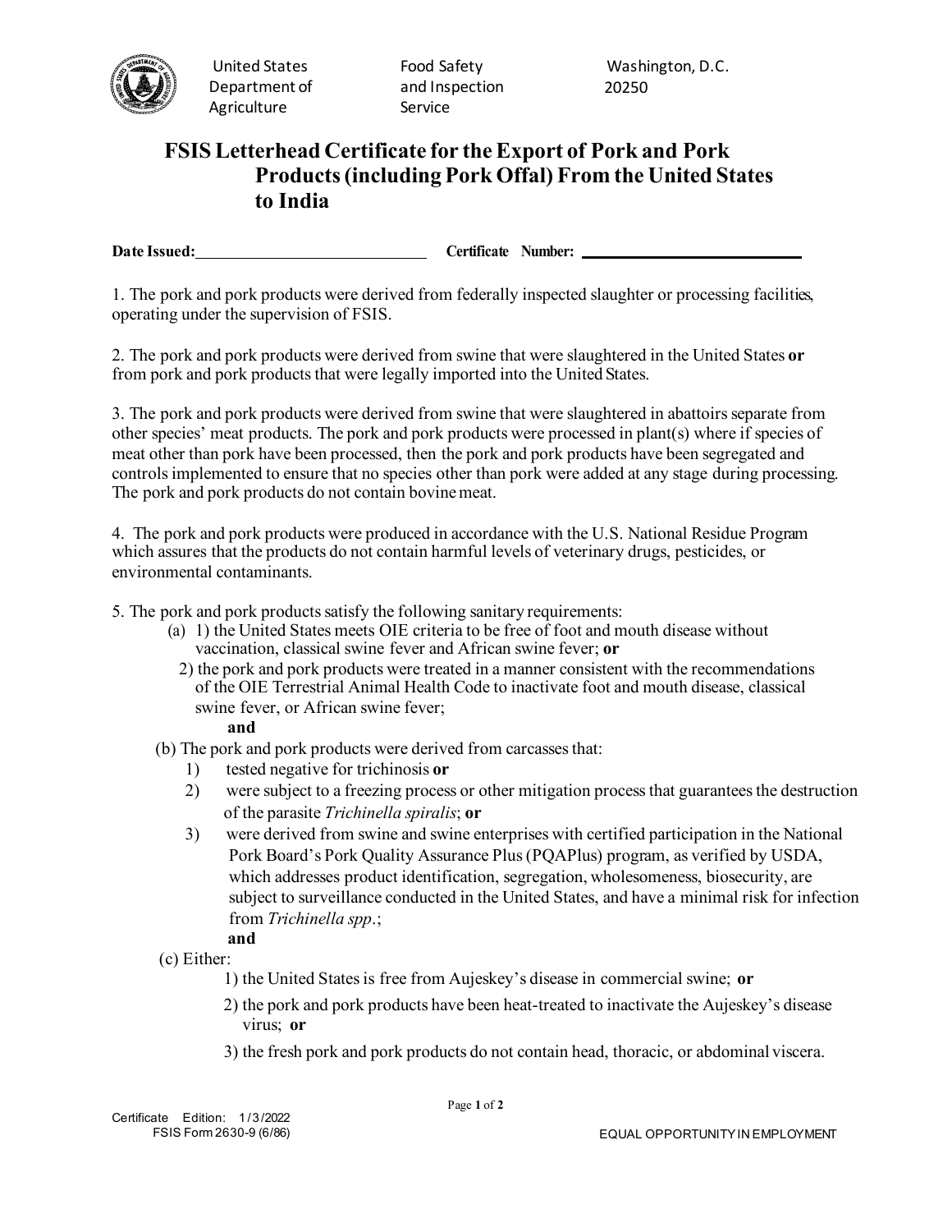United States Department of Agriculture

Food Safety and Inspection Service

Washington, D.C. 20250

# FSIS Letterhead Certificate for the Export of Pork and Pork Products (including Pork Offal) From the United States to India

**Date Issued:**\_\_\_\_\_\_\_\_\_\_\_\_\_\_\_\_\_\_\_\_\_\_\_\_\_\_\_\_ **Certificate Number:** \_\_\_\_\_\_\_\_\_\_\_\_\_\_\_\_\_\_\_\_\_\_\_\_\_\_\_\_

1. The pork and pork products were derived from federally inspected slaughter or processing facilities, operating under the supervision of FSIS.

2. The pork and pork products were derived from swine that were slaughtered in the United States **or** from pork and pork products that were legally imported into the United States.

3. The pork and pork products were derived from swine that were slaughtered in abattoirs separate from other species' meat products. The pork and pork products were processed in plant(s) where if species of meat other than pork have been processed, then the pork and pork products have been segregated and controls implemented to ensure that no species other than pork were added at any stage during processing. The pork and pork products do not contain bovine meat.

4. The pork and pork products were produced in accordance with the U.S. National Residue Program which assures that the products do not contain harmful levels of veterinary drugs, pesticides, or environmental contaminants.

5. The pork and pork products satisfy the following sanitary requirements:
   - (a) 1) the United States meets OIE criteria to be free of foot and mouth disease without vaccination, classical swine fever and African swine fever; **or**
     - 2) the pork and pork products were treated in a manner consistent with the recommendations of the OIE Terrestrial Animal Health Code to inactivate foot and mouth disease, classical swine fever, or African swine fever;

       **and**
   - (b) The pork and pork products were derived from carcasses that:
     1) tested negative for trichinosis **or**
     2) were subject to a freezing process or other mitigation process that guarantees the destruction of the parasite *Trichinella spiralis*; **or**
     3) were derived from swine and swine enterprises with certified participation in the National Pork Board's Pork Quality Assurance Plus (PQAPlus) program, as verified by USDA, which addresses product identification, segregation, wholesomeness, biosecurity, are subject to surveillance conducted in the United States, and have a minimal risk for infection from *Trichinella spp*.;

       **and**
   - (c) Either:
     1) the United States is free from Aujeskey's disease in commercial swine; **or**
     2) the pork and pork products have been heat-treated to inactivate the Aujeskey's disease virus; **or**
     3) the fresh pork and pork products do not contain head, thoracic, or abdominal viscera.

Certificate Edition: 1/3/2022
FSIS Form 2630-9 (6/86)

EQUAL OPPORTUNITY IN EMPLOYMENT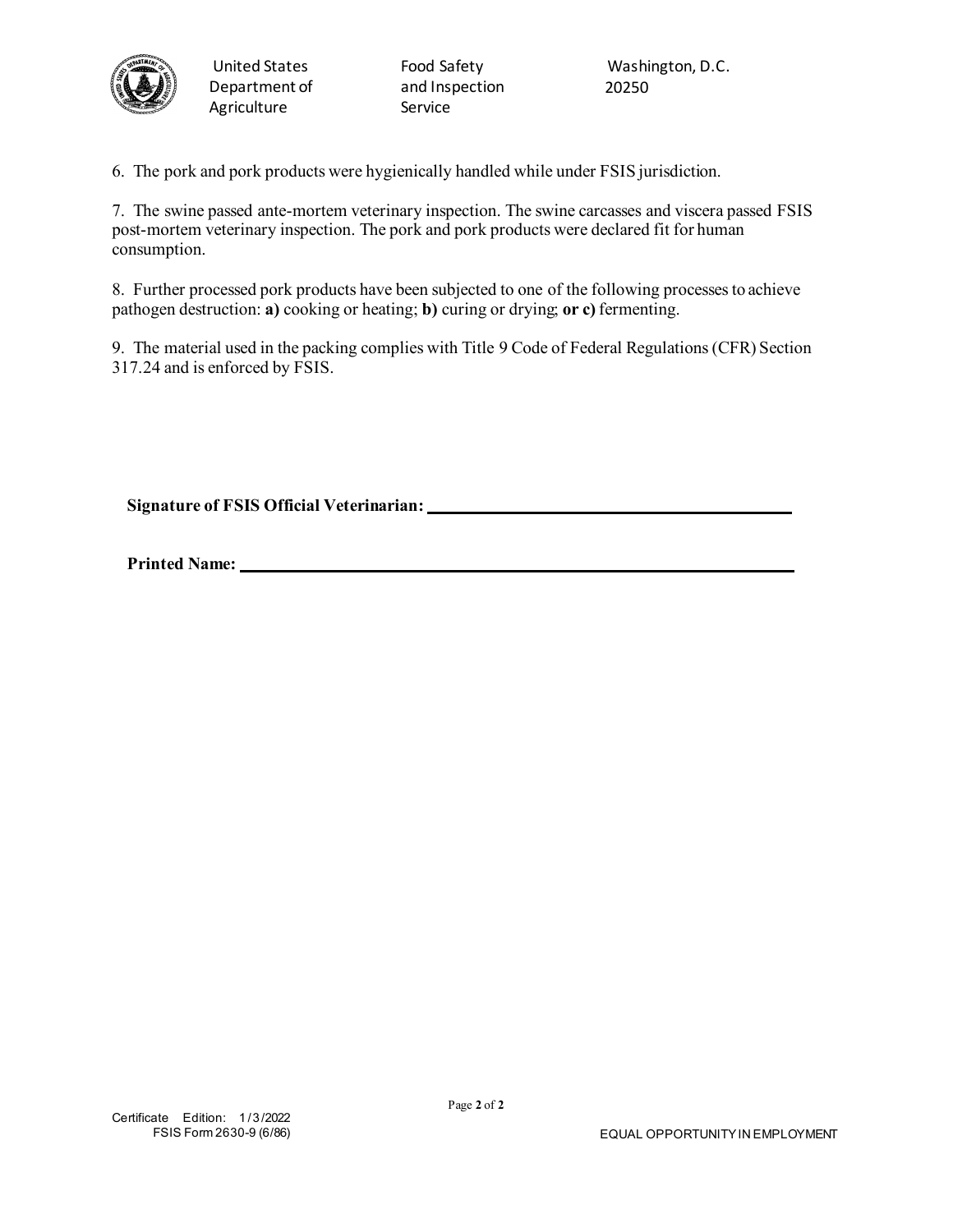6. The pork and pork products were hygienically handled while under FSIS jurisdiction.

7. The swine passed ante-mortem veterinary inspection. The swine carcasses and viscera passed FSIS post-mortem veterinary inspection. The pork and pork products were declared fit for human consumption.

8. Further processed pork products have been subjected to one of the following processes to achieve pathogen destruction: **a)** cooking or heating; **b)** curing or drying; **or c)** fermenting.

9. The material used in the packing complies with Title 9 Code of Federal Regulations (CFR) Section 317.24 and is enforced by FSIS.

**Signature of FSIS Official Veterinarian:** \_\_\_\_\_\_\_\_\_\_\_\_\_\_\_\_\_\_\_\_\_\_\_\_\_\_\_\_\_\_\_\_\_\_\_\_\_\_\_\_

**Printed Name:** \_\_\_\_\_\_\_\_\_\_\_\_\_\_\_\_\_\_\_\_\_\_\_\_\_\_\_\_\_\_\_\_\_\_\_\_\_\_\_\_\_\_\_\_\_\_\_\_\_\_\_\_\_\_\_\_

Certificate Edition: 1/3/2022
FSIS Form 2630-9 (6/86)

EQUAL OPPORTUNITY IN EMPLOYMENT